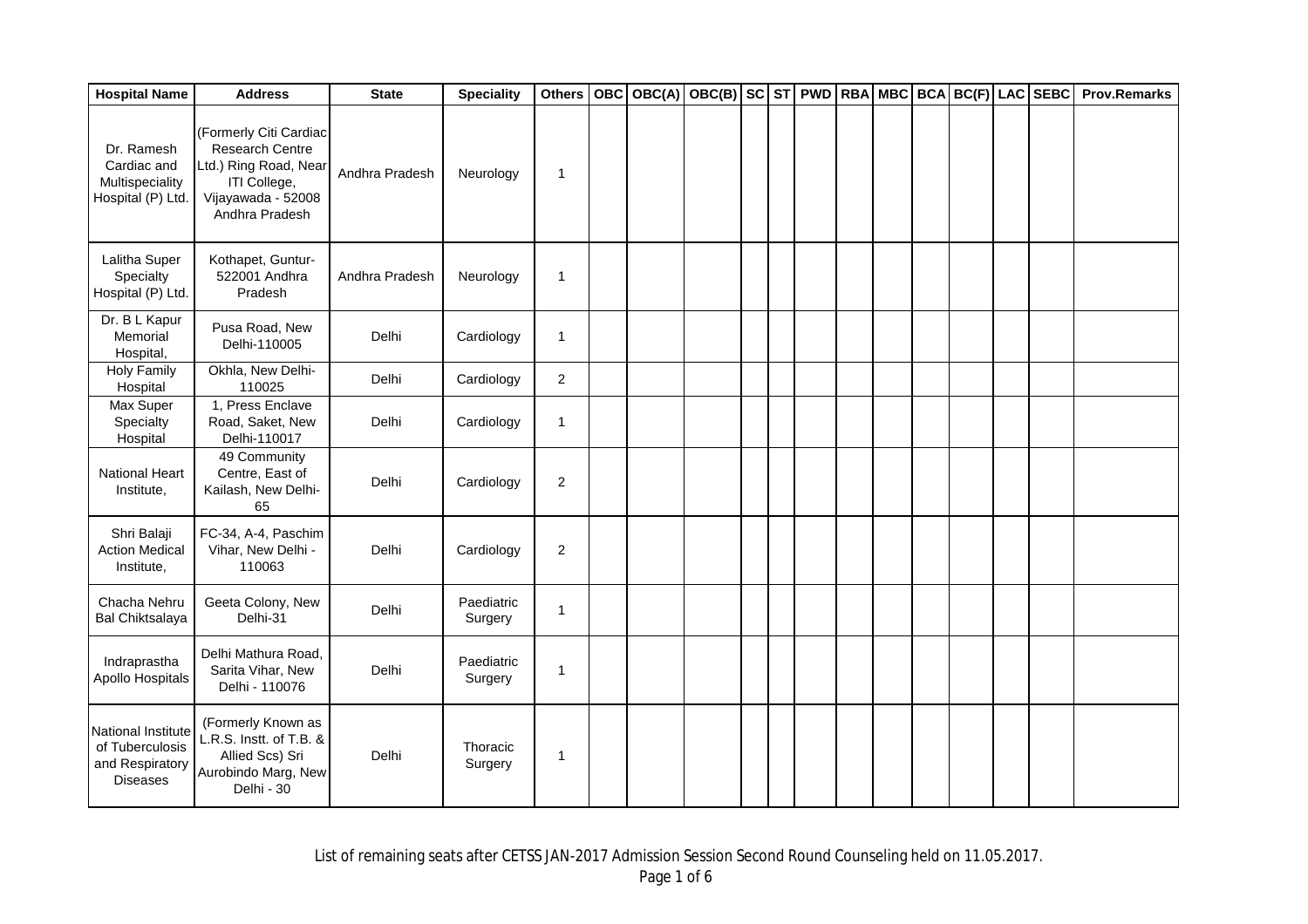| Hospital Name | Address | State | Speciality | Others | OBC | OBC(A) | OBC(B) | SC | ST | PWD | RBA | MBC | BCA | BC(F) | LAC | SEBC | Prov.Remarks |
|---|---|---|---|---|---|---|---|---|---|---|---|---|---|---|---|---|---|
| Dr. Ramesh Cardiac and Multispeciality Hospital (P) Ltd. | (Formerly Citi Cardiac Research Centre Ltd.) Ring Road, Near ITI College, Vijayawada - 52008 Andhra Pradesh | Andhra Pradesh | Neurology | 1 | | | | | | | | | | | | | |
| Lalitha Super Specialty Hospital (P) Ltd. | Kothapet, Guntur-522001 Andhra Pradesh | Andhra Pradesh | Neurology | 1 | | | | | | | | | | | | | |
| Dr. B L Kapur Memorial Hospital, | Pusa Road, New Delhi-110005 | Delhi | Cardiology | 1 | | | | | | | | | | | | | |
| Holy Family Hospital | Okhla, New Delhi-110025 | Delhi | Cardiology | 2 | | | | | | | | | | | | | |
| Max Super Specialty Hospital | 1, Press Enclave Road, Saket, New Delhi-110017 | Delhi | Cardiology | 1 | | | | | | | | | | | | | |
| National Heart Institute, | 49 Community Centre, East of Kailash, New Delhi-65 | Delhi | Cardiology | 2 | | | | | | | | | | | | | |
| Shri Balaji Action Medical Institute, | FC-34, A-4, Paschim Vihar, New Delhi - 110063 | Delhi | Cardiology | 2 | | | | | | | | | | | | | |
| Chacha Nehru Bal Chiktsalaya | Geeta Colony, New Delhi-31 | Delhi | Paediatric Surgery | 1 | | | | | | | | | | | | | |
| Indraprastha Apollo Hospitals | Delhi Mathura Road, Sarita Vihar, New Delhi - 110076 | Delhi | Paediatric Surgery | 1 | | | | | | | | | | | | | |
| National Institute of Tuberculosis and Respiratory Diseases | (Formerly Known as L.R.S. Instt. of T.B. & Allied Scs) Sri Aurobindo Marg, New Delhi - 30 | Delhi | Thoracic Surgery | 1 | | | | | | | | | | | | | |

List of remaining seats after CETSS JAN-2017 Admission Session Second Round Counseling held on 11.05.2017.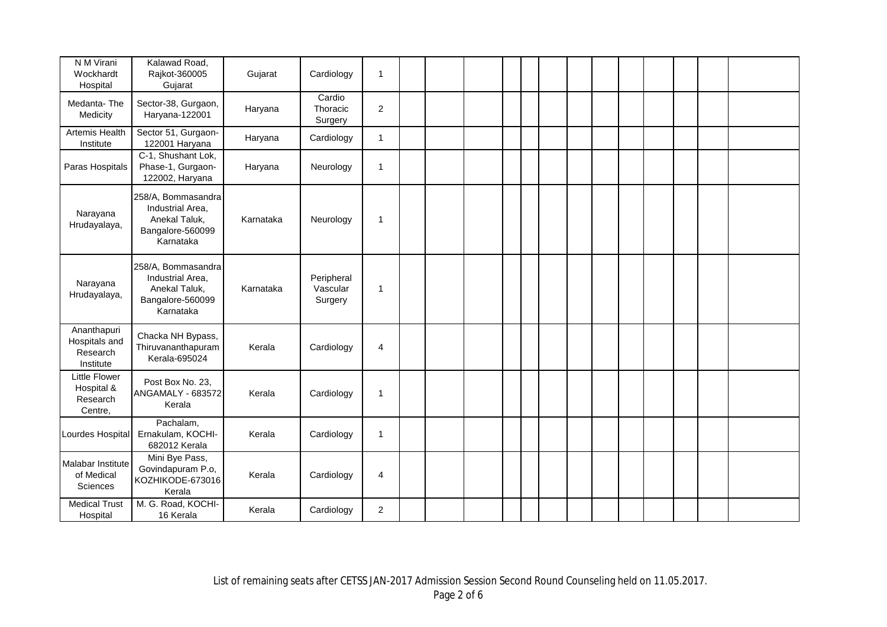| | | | | | | | | | | | | | | | | | |
|---|---|---|---|---|---|---|---|---|---|---|---|---|---|---|---|---|---|
| N M Virani Wockhardt Hospital | Kalawad Road, Rajkot-360005 Gujarat | Gujarat | Cardiology | 1 | | | | | | | | | | | | | |
| Medanta- The Medicity | Sector-38, Gurgaon, Haryana-122001 | Haryana | Cardio Thoracic Surgery | 2 | | | | | | | | | | | | | |
| Artemis Health Institute | Sector 51, Gurgaon-122001 Haryana | Haryana | Cardiology | 1 | | | | | | | | | | | | | |
| Paras Hospitals | C-1, Shushant Lok, Phase-1, Gurgaon-122002, Haryana | Haryana | Neurology | 1 | | | | | | | | | | | | | |
| Narayana Hrudayalaya, | 258/A, Bommasandra Industrial Area, Anekal Taluk, Bangalore-560099 Karnataka | Karnataka | Neurology | 1 | | | | | | | | | | | | | |
| Narayana Hrudayalaya, | 258/A, Bommasandra Industrial Area, Anekal Taluk, Bangalore-560099 Karnataka | Karnataka | Peripheral Vascular Surgery | 1 | | | | | | | | | | | | | |
| Ananthapuri Hospitals and Research Institute | Chacka NH Bypass, Thiruvananthapuram Kerala-695024 | Kerala | Cardiology | 4 | | | | | | | | | | | | | |
| Little Flower Hospital & Research Centre, | Post Box No. 23, ANGAMALY - 683572 Kerala | Kerala | Cardiology | 1 | | | | | | | | | | | | | |
| Lourdes Hospital | Pachalam, Ernakulam, KOCHI-682012 Kerala | Kerala | Cardiology | 1 | | | | | | | | | | | | | |
| Malabar Institute of Medical Sciences | Mini Bye Pass, Govindapuram P.o, KOZHIKODE-673016 Kerala | Kerala | Cardiology | 4 | | | | | | | | | | | | | |
| Medical Trust Hospital | M. G. Road, KOCHI-16 Kerala | Kerala | Cardiology | 2 | | | | | | | | | | | | | |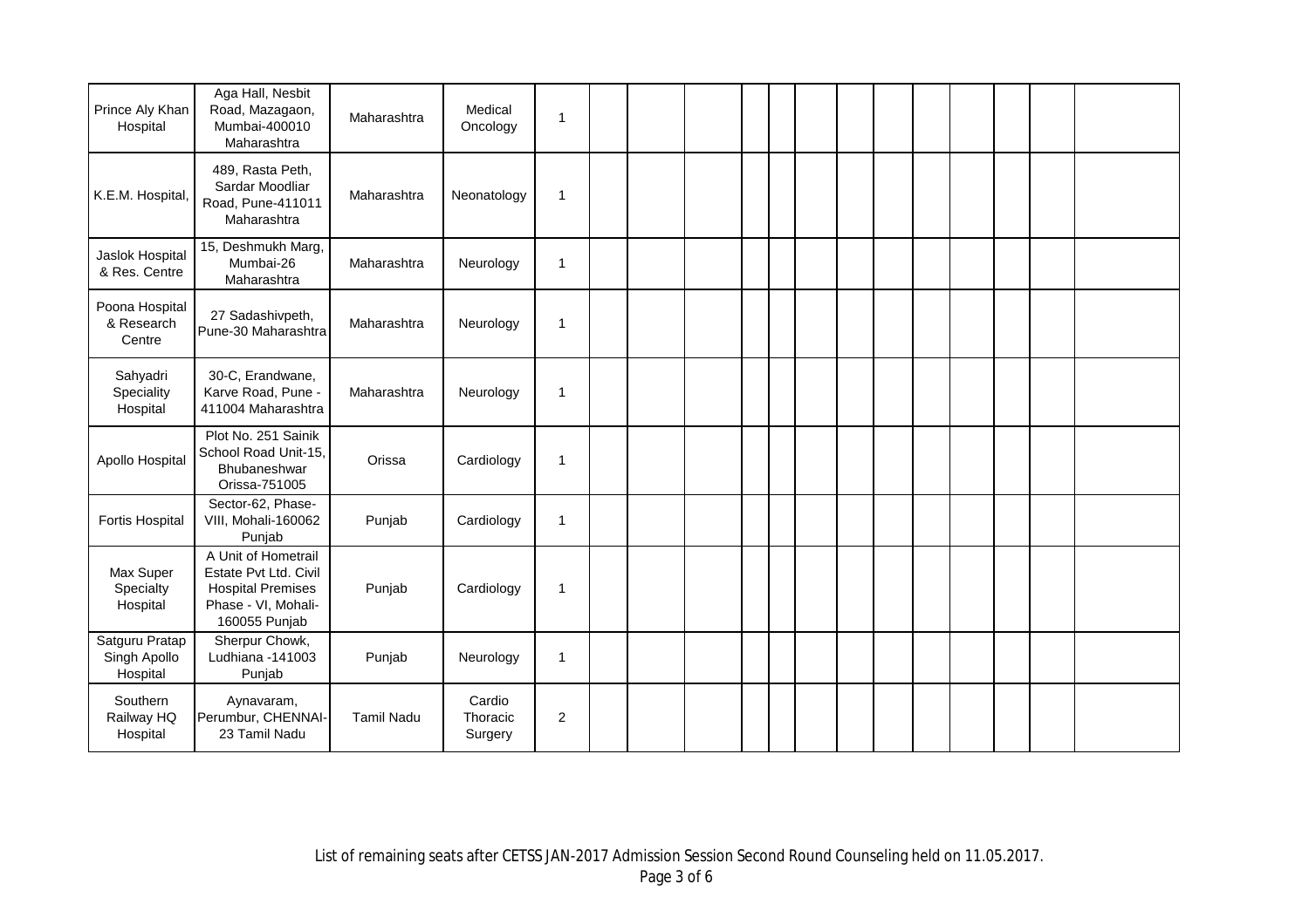| | | | | | | | | | | | | | | | | | |
|---|---|---|---|---|---|---|---|---|---|---|---|---|---|---|---|---|---|
| Prince Aly Khan Hospital | Aga Hall, Nesbit Road, Mazagaon, Mumbai-400010 Maharashtra | Maharashtra | Medical Oncology | 1 | | | | | | | | | | | | | |
| K.E.M. Hospital, | 489, Rasta Peth, Sardar Moodliar Road, Pune-411011 Maharashtra | Maharashtra | Neonatology | 1 | | | | | | | | | | | | | |
| Jaslok Hospital & Res. Centre | 15, Deshmukh Marg, Mumbai-26 Maharashtra | Maharashtra | Neurology | 1 | | | | | | | | | | | | | |
| Poona Hospital & Research Centre | 27 Sadashivpeth, Pune-30 Maharashtra | Maharashtra | Neurology | 1 | | | | | | | | | | | | | |
| Sahyadri Speciality Hospital | 30-C, Erandwane, Karve Road, Pune - 411004 Maharashtra | Maharashtra | Neurology | 1 | | | | | | | | | | | | | |
| Apollo Hospital | Plot No. 251 Sainik School Road Unit-15, Bhubaneshwar Orissa-751005 | Orissa | Cardiology | 1 | | | | | | | | | | | | | |
| Fortis Hospital | Sector-62, Phase-VIII, Mohali-160062 Punjab | Punjab | Cardiology | 1 | | | | | | | | | | | | | |
| Max Super Specialty Hospital | A Unit of Hometrail Estate Pvt Ltd. Civil Hospital Premises Phase - VI, Mohali-160055 Punjab | Punjab | Cardiology | 1 | | | | | | | | | | | | | |
| Satguru Pratap Singh Apollo Hospital | Sherpur Chowk, Ludhiana -141003 Punjab | Punjab | Neurology | 1 | | | | | | | | | | | | | |
| Southern Railway HQ Hospital | Aynavaram, Perumbur, CHENNAI-23 Tamil Nadu | Tamil Nadu | Cardio Thoracic Surgery | 2 | | | | | | | | | | | | | |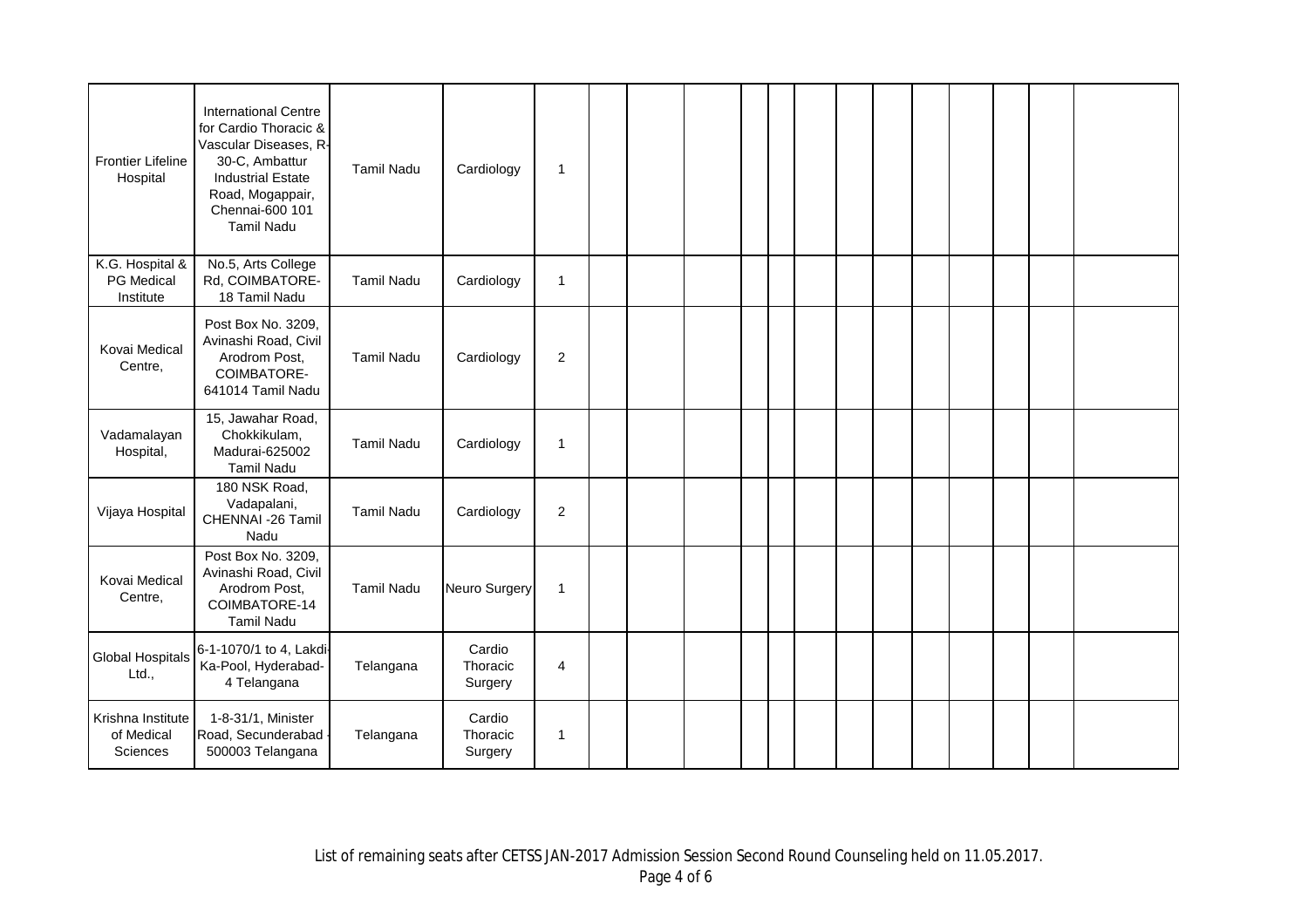| | | | | | | | | | | | | | | | | | |
|---|---|---|---|---|---|---|---|---|---|---|---|---|---|---|---|---|---|
| Frontier Lifeline Hospital | International Centre for Cardio Thoracic & Vascular Diseases, R-30-C, Ambattur Industrial Estate Road, Mogappair, Chennai-600 101 Tamil Nadu | Tamil Nadu | Cardiology | 1 | | | | | | | | | | | | | |
| K.G. Hospital & PG Medical Institute | No.5, Arts College Rd, COIMBATORE-18 Tamil Nadu | Tamil Nadu | Cardiology | 1 | | | | | | | | | | | | | |
| Kovai Medical Centre, | Post Box No. 3209, Avinashi Road, Civil Arodrom Post, COIMBATORE-641014 Tamil Nadu | Tamil Nadu | Cardiology | 2 | | | | | | | | | | | | | |
| Vadamalayan Hospital, | 15, Jawahar Road, Chokkikulam, Madurai-625002 Tamil Nadu | Tamil Nadu | Cardiology | 1 | | | | | | | | | | | | | |
| Vijaya Hospital | 180 NSK Road, Vadapalani, CHENNAI -26 Tamil Nadu | Tamil Nadu | Cardiology | 2 | | | | | | | | | | | | | |
| Kovai Medical Centre, | Post Box No. 3209, Avinashi Road, Civil Arodrom Post, COIMBATORE-14 Tamil Nadu | Tamil Nadu | Neuro Surgery | 1 | | | | | | | | | | | | | |
| Global Hospitals Ltd., | 6-1-1070/1 to 4, Lakdi-Ka-Pool, Hyderabad-4 Telangana | Telangana | Cardio Thoracic Surgery | 4 | | | | | | | | | | | | | |
| Krishna Institute of Medical Sciences | 1-8-31/1, Minister Road, Secunderabad - 500003 Telangana | Telangana | Cardio Thoracic Surgery | 1 | | | | | | | | | | | | | |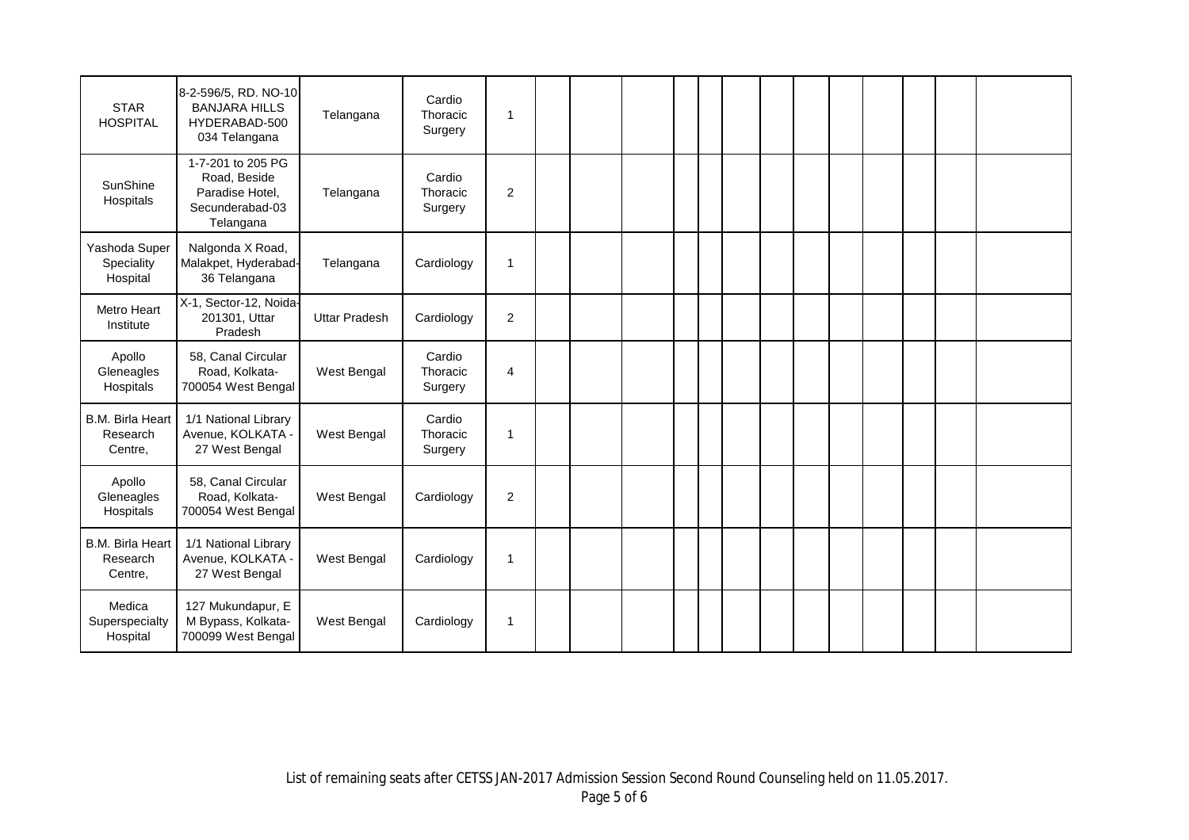| | | | | | | | | | | | | | | | | | |
|---|---|---|---|---|---|---|---|---|---|---|---|---|---|---|---|---|---|
| STAR HOSPITAL | 8-2-596/5, RD. NO-10 BANJARA HILLS HYDERABAD-500 034 Telangana | Telangana | Cardio Thoracic Surgery | 1 | | | | | | | | | | | | | |
| SunShine Hospitals | 1-7-201 to 205 PG Road, Beside Paradise Hotel, Secunderabad-03 Telangana | Telangana | Cardio Thoracic Surgery | 2 | | | | | | | | | | | | | |
| Yashoda Super Speciality Hospital | Nalgonda X Road, Malakpet, Hyderabad-36 Telangana | Telangana | Cardiology | 1 | | | | | | | | | | | | | |
| Metro Heart Institute | X-1, Sector-12, Noida-201301, Uttar Pradesh | Uttar Pradesh | Cardiology | 2 | | | | | | | | | | | | | |
| Apollo Gleneagles Hospitals | 58, Canal Circular Road, Kolkata-700054 West Bengal | West Bengal | Cardio Thoracic Surgery | 4 | | | | | | | | | | | | | |
| B.M. Birla Heart Research Centre, | 1/1 National Library Avenue, KOLKATA - 27 West Bengal | West Bengal | Cardio Thoracic Surgery | 1 | | | | | | | | | | | | | |
| Apollo Gleneagles Hospitals | 58, Canal Circular Road, Kolkata-700054 West Bengal | West Bengal | Cardiology | 2 | | | | | | | | | | | | | |
| B.M. Birla Heart Research Centre, | 1/1 National Library Avenue, KOLKATA - 27 West Bengal | West Bengal | Cardiology | 1 | | | | | | | | | | | | | |
| Medica Superspecialty Hospital | 127 Mukundapur, E M Bypass, Kolkata-700099 West Bengal | West Bengal | Cardiology | 1 | | | | | | | | | | | | | |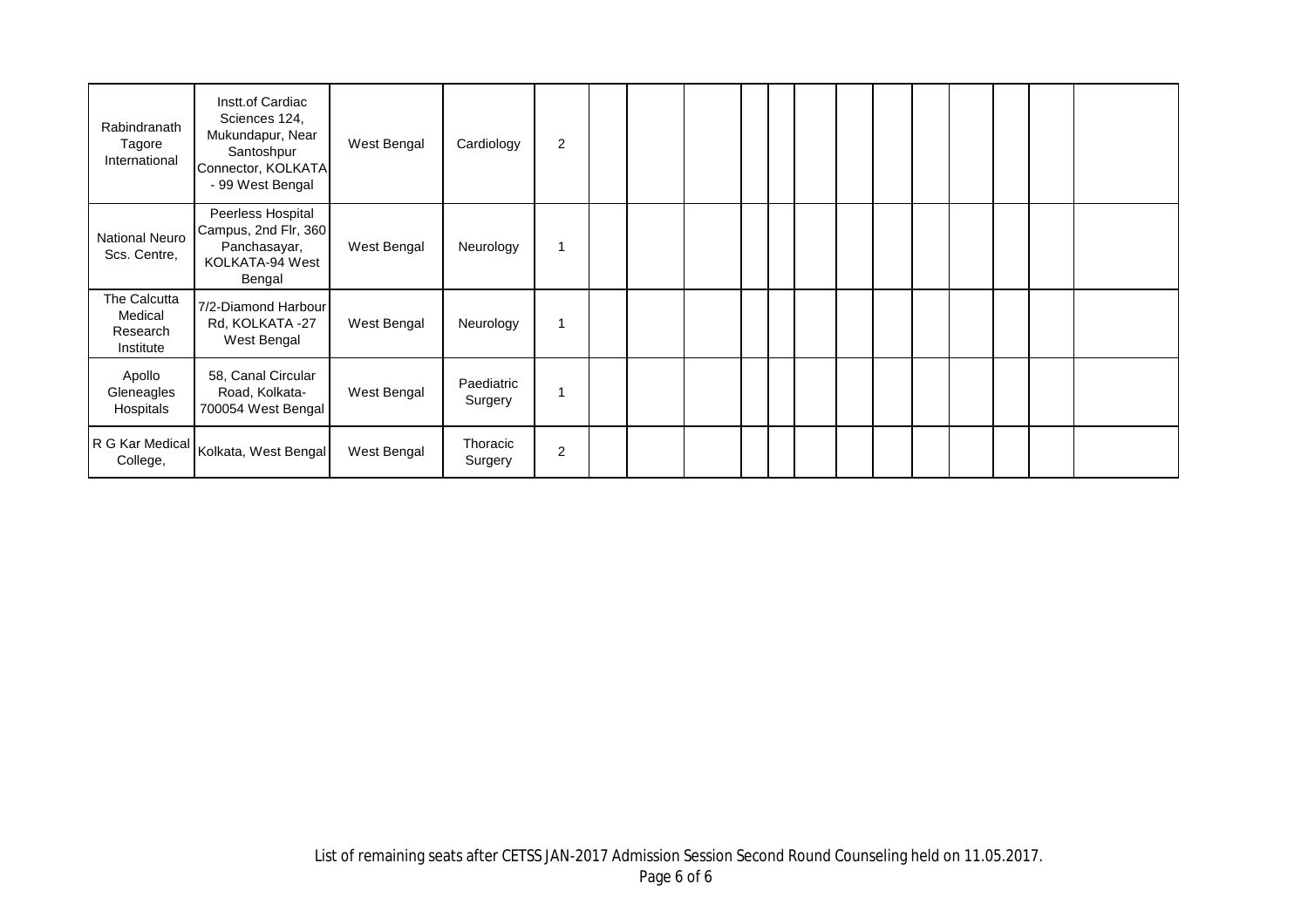| | | | | | | | | | | | | | | | | | |
|---|---|---|---|---|---|---|---|---|---|---|---|---|---|---|---|---|---|
| Rabindranath Tagore International | Instt.of Cardiac Sciences 124, Mukundapur, Near Santoshpur Connector, KOLKATA - 99 West Bengal | West Bengal | Cardiology | 2 | | | | | | | | | | | | | |
| National Neuro Scs. Centre, | Peerless Hospital Campus, 2nd Flr, 360 Panchasayar, KOLKATA-94 West Bengal | West Bengal | Neurology | 1 | | | | | | | | | | | | | |
| The Calcutta Medical Research Institute | 7/2-Diamond Harbour Rd, KOLKATA -27 West Bengal | West Bengal | Neurology | 1 | | | | | | | | | | | | | |
| Apollo Gleneagles Hospitals | 58, Canal Circular Road, Kolkata-700054 West Bengal | West Bengal | Paediatric Surgery | 1 | | | | | | | | | | | | | |
| R G Kar Medical College, | Kolkata, West Bengal | West Bengal | Thoracic Surgery | 2 | | | | | | | | | | | | | |